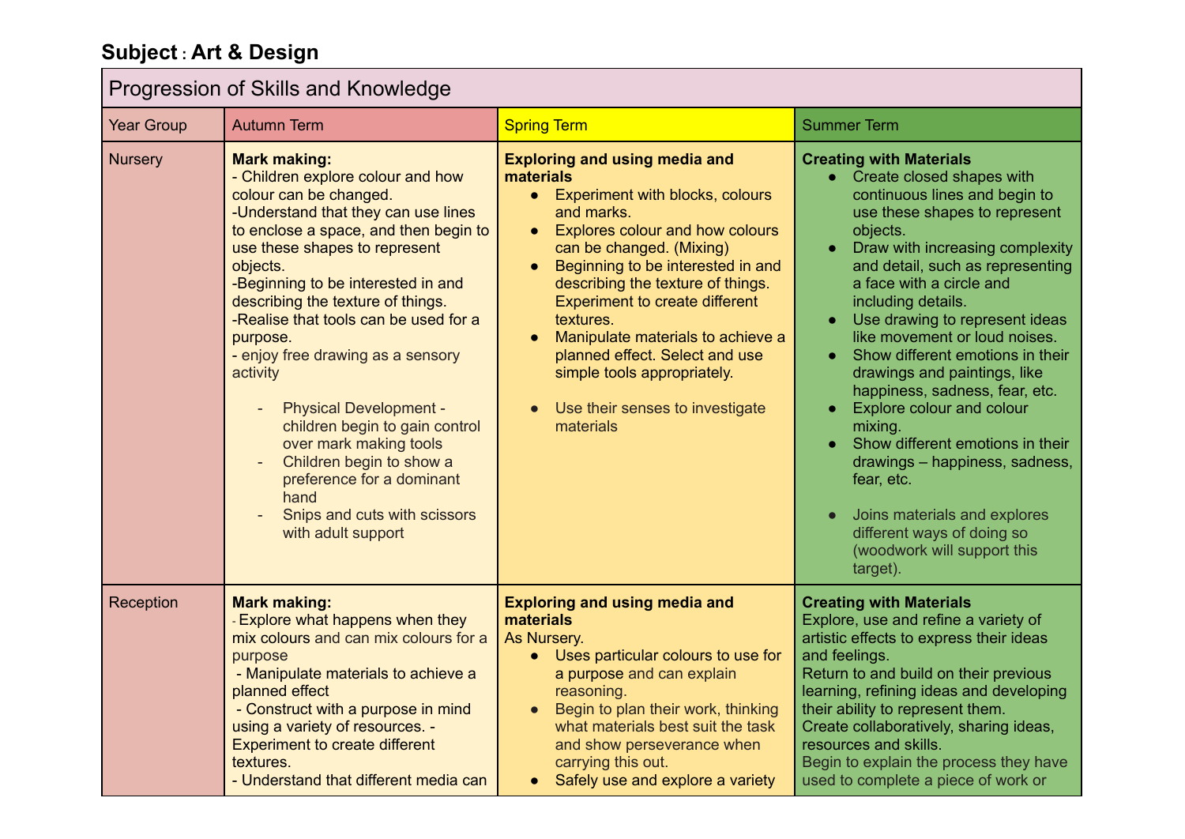## Subject : Art & Design

| Progression of Skills and Knowledge | | | |
|---|---|---|---|
| Year Group | Autumn Term | Spring Term | Summer Term |
| Nursery | **Mark making:**<br>- Children explore colour and how colour can be changed.<br>-Understand that they can use lines to enclose a space, and then begin to use these shapes to represent objects.<br>-Beginning to be interested in and describing the texture of things.<br>-Realise that tools can be used for a purpose.<br>- enjoy free drawing as a sensory activity<br>- Physical Development - children begin to gain control over mark making tools<br>- Children begin to show a preference for a dominant hand<br>- Snips and cuts with scissors with adult support | **Exploring and using media and materials**<br>● Experiment with blocks, colours and marks.<br>● Explores colour and how colours can be changed. (Mixing)<br>● Beginning to be interested in and describing the texture of things. Experiment to create different textures.<br>● Manipulate materials to achieve a planned effect. Select and use simple tools appropriately.<br>● Use their senses to investigate materials | **Creating with Materials**<br>● Create closed shapes with continuous lines and begin to use these shapes to represent objects.<br>● Draw with increasing complexity and detail, such as representing a face with a circle and including details.<br>● Use drawing to represent ideas like movement or loud noises.<br>● Show different emotions in their drawings and paintings, like happiness, sadness, fear, etc.<br>● Explore colour and colour mixing.<br>● Show different emotions in their drawings – happiness, sadness, fear, etc.<br>● Joins materials and explores different ways of doing so (woodwork will support this target). |
| Reception | **Mark making:**<br>- Explore what happens when they mix colours and can mix colours for a purpose<br>- Manipulate materials to achieve a planned effect<br>- Construct with a purpose in mind using a variety of resources. - Experiment to create different textures.<br>- Understand that different media can | **Exploring and using media and materials**<br>As Nursery.<br>● Uses particular colours to use for a purpose and can explain reasoning.<br>● Begin to plan their work, thinking what materials best suit the task and show perseverance when carrying this out.<br>● Safely use and explore a variety | **Creating with Materials**<br>Explore, use and refine a variety of artistic effects to express their ideas and feelings.<br>Return to and build on their previous learning, refining ideas and developing their ability to represent them.<br>Create collaboratively, sharing ideas, resources and skills.<br>Begin to explain the process they have used to complete a piece of work or |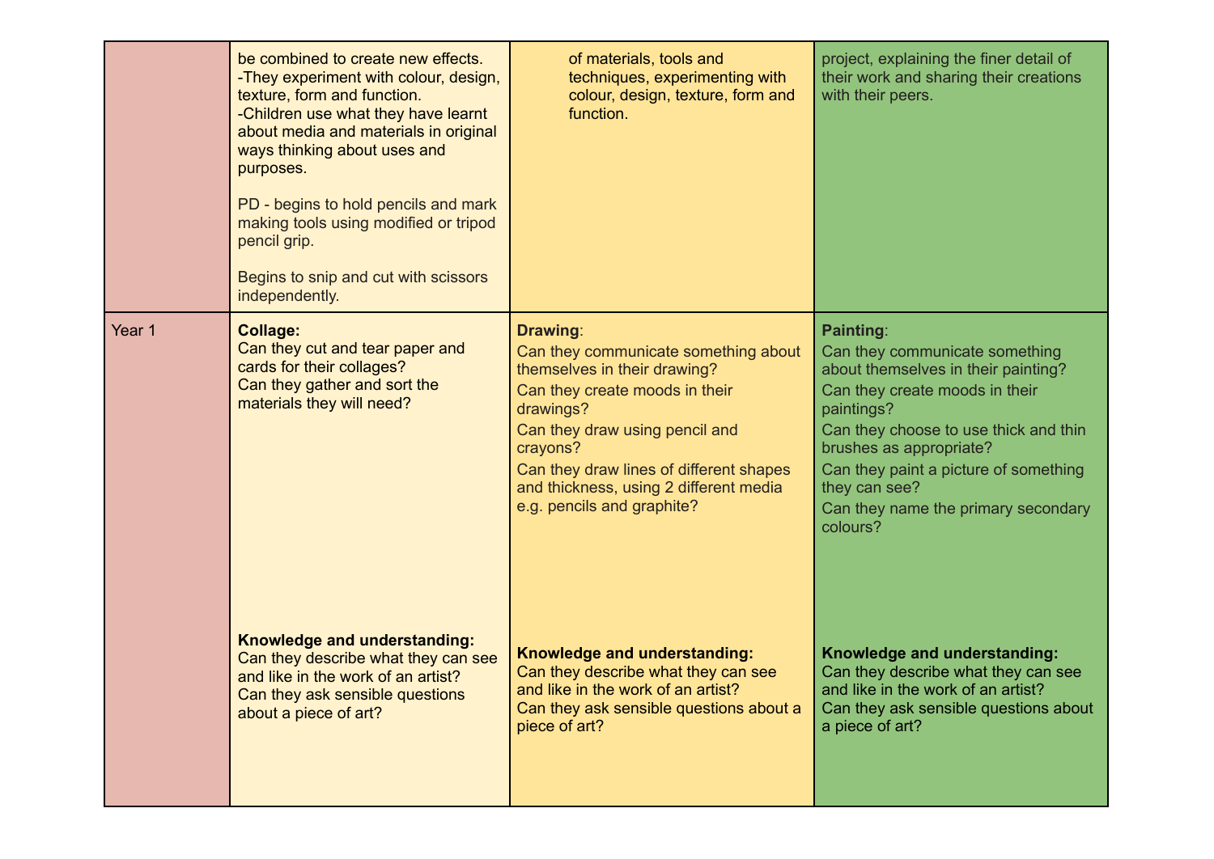| | | | |
|---|---|---|---|
| | be combined to create new effects.<br>-They experiment with colour, design, texture, form and function.<br>-Children use what they have learnt about media and materials in original ways thinking about uses and purposes.<br><br>PD - begins to hold pencils and mark making tools using modified or tripod pencil grip.<br><br>Begins to snip and cut with scissors independently. | of materials, tools and techniques, experimenting with colour, design, texture, form and function. | project, explaining the finer detail of their work and sharing their creations with their peers. |
| Year 1 | **Collage:**<br>Can they cut and tear paper and cards for their collages?<br>Can they gather and sort the materials they will need?<br><br>**Knowledge and understanding:**<br>Can they describe what they can see and like in the work of an artist?<br>Can they ask sensible questions about a piece of art? | **Drawing**:<br>Can they communicate something about themselves in their drawing?<br>Can they create moods in their drawings?<br>Can they draw using pencil and crayons?<br>Can they draw lines of different shapes and thickness, using 2 different media e.g. pencils and graphite?<br><br>**Knowledge and understanding:**<br>Can they describe what they can see and like in the work of an artist?<br>Can they ask sensible questions about a piece of art? | **Painting**:<br>Can they communicate something about themselves in their painting?<br>Can they create moods in their paintings?<br>Can they choose to use thick and thin brushes as appropriate?<br>Can they paint a picture of something they can see?<br>Can they name the primary secondary colours?<br><br>**Knowledge and understanding:**<br>Can they describe what they can see and like in the work of an artist?<br>Can they ask sensible questions about a piece of art? |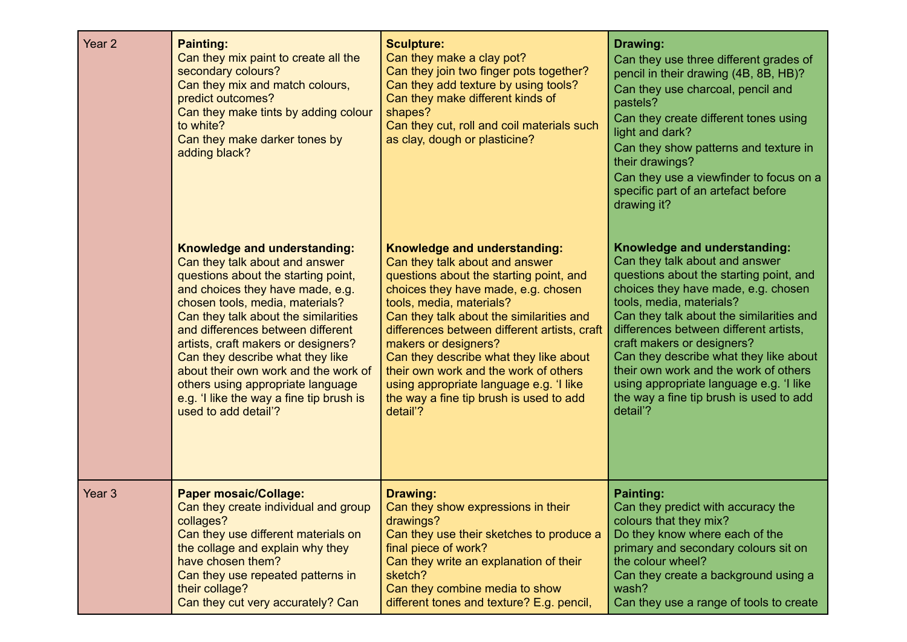| | | | |
|---|---|---|---|
| Year 2 | **Painting:**<br>Can they mix paint to create all the secondary colours?<br>Can they mix and match colours, predict outcomes?<br>Can they make tints by adding colour to white?<br>Can they make darker tones by adding black? | **Sculpture:**<br>Can they make a clay pot?<br>Can they join two finger pots together?<br>Can they add texture by using tools?<br>Can they make different kinds of shapes?<br>Can they cut, roll and coil materials such as clay, dough or plasticine? | **Drawing:**<br>Can they use three different grades of pencil in their drawing (4B, 8B, HB)?<br>Can they use charcoal, pencil and pastels?<br>Can they create different tones using light and dark?<br>Can they show patterns and texture in their drawings?<br>Can they use a viewfinder to focus on a specific part of an artefact before drawing it? |
| | **Knowledge and understanding:**<br>Can they talk about and answer questions about the starting point, and choices they have made, e.g. chosen tools, media, materials?<br>Can they talk about the similarities and differences between different artists, craft makers or designers?<br>Can they describe what they like about their own work and the work of others using appropriate language e.g. 'I like the way a fine tip brush is used to add detail'? | **Knowledge and understanding:**<br>Can they talk about and answer questions about the starting point, and choices they have made, e.g. chosen tools, media, materials?<br>Can they talk about the similarities and differences between different artists, craft makers or designers?<br>Can they describe what they like about their own work and the work of others using appropriate language e.g. 'I like the way a fine tip brush is used to add detail'? | **Knowledge and understanding:**<br>Can they talk about and answer questions about the starting point, and choices they have made, e.g. chosen tools, media, materials?<br>Can they talk about the similarities and differences between different artists, craft makers or designers?<br>Can they describe what they like about their own work and the work of others using appropriate language e.g. 'I like the way a fine tip brush is used to add detail'? |
| Year 3 | **Paper mosaic/Collage:**<br>Can they create individual and group collages?<br>Can they use different materials on the collage and explain why they have chosen them?<br>Can they use repeated patterns in their collage?<br>Can they cut very accurately? Can | **Drawing:**<br>Can they show expressions in their drawings?<br>Can they use their sketches to produce a final piece of work?<br>Can they write an explanation of their sketch?<br>Can they combine media to show different tones and texture? E.g. pencil, | **Painting:**<br>Can they predict with accuracy the colours that they mix?<br>Do they know where each of the primary and secondary colours sit on the colour wheel?<br>Can they create a background using a wash?<br>Can they use a range of tools to create |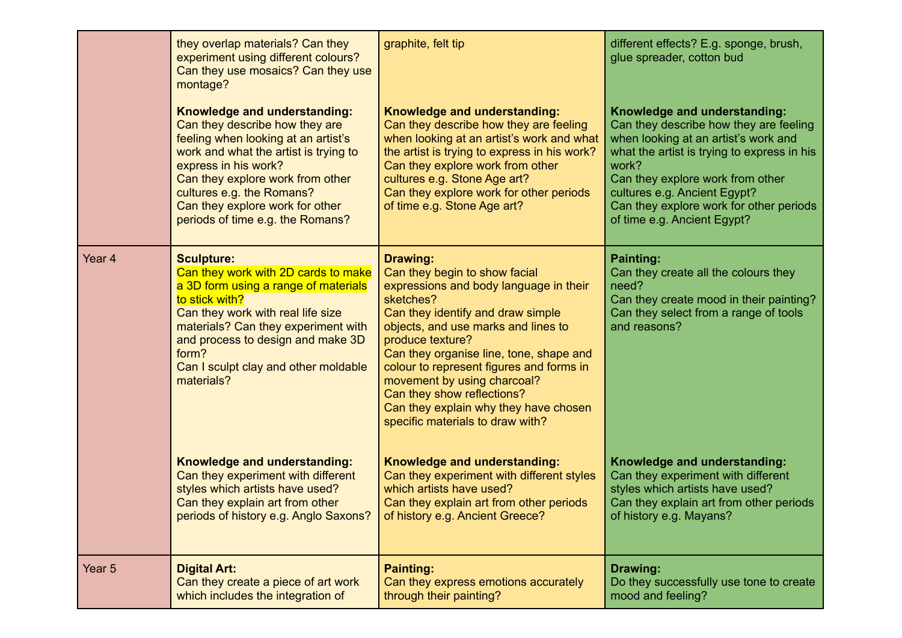| | | | |
|---|---|---|---|
| | they overlap materials? Can they experiment using different colours? Can they use mosaics? Can they use montage?<br><br>**Knowledge and understanding:**<br>Can they describe how they are feeling when looking at an artist's work and what the artist is trying to express in his work?<br>Can they explore work from other cultures e.g. the Romans?<br>Can they explore work for other periods of time e.g. the Romans? | graphite, felt tip<br><br>**Knowledge and understanding:**<br>Can they describe how they are feeling when looking at an artist's work and what the artist is trying to express in his work?<br>Can they explore work from other cultures e.g. Stone Age art?<br>Can they explore work for other periods of time e.g. Stone Age art? | different effects? E.g. sponge, brush, glue spreader, cotton bud<br><br>**Knowledge and understanding:**<br>Can they describe how they are feeling when looking at an artist's work and what the artist is trying to express in his work?<br>Can they explore work from other cultures e.g. Ancient Egypt?<br>Can they explore work for other periods of time e.g. Ancient Egypt? |
| Year 4 | **Sculpture:**<br>Can they work with 2D cards to make a 3D form using a range of materials to stick with?<br>Can they work with real life size materials? Can they experiment with and process to design and make 3D form?<br>Can I sculpt clay and other moldable materials?<br><br>**Knowledge and understanding:**<br>Can they experiment with different styles which artists have used?<br>Can they explain art from other periods of history e.g. Anglo Saxons? | **Drawing:**<br>Can they begin to show facial expressions and body language in their sketches?<br>Can they identify and draw simple objects, and use marks and lines to produce texture?<br>Can they organise line, tone, shape and colour to represent figures and forms in movement by using charcoal?<br>Can they show reflections?<br>Can they explain why they have chosen specific materials to draw with?<br><br>**Knowledge and understanding:**<br>Can they experiment with different styles which artists have used?<br>Can they explain art from other periods of history e.g. Ancient Greece? | **Painting:**<br>Can they create all the colours they need?<br>Can they create mood in their painting?<br>Can they select from a range of tools and reasons?<br><br>**Knowledge and understanding:**<br>Can they experiment with different styles which artists have used?<br>Can they explain art from other periods of history e.g. Mayans? |
| Year 5 | **Digital Art:**<br>Can they create a piece of art work which includes the integration of | **Painting:**<br>Can they express emotions accurately through their painting? | **Drawing:**<br>Do they successfully use tone to create mood and feeling? |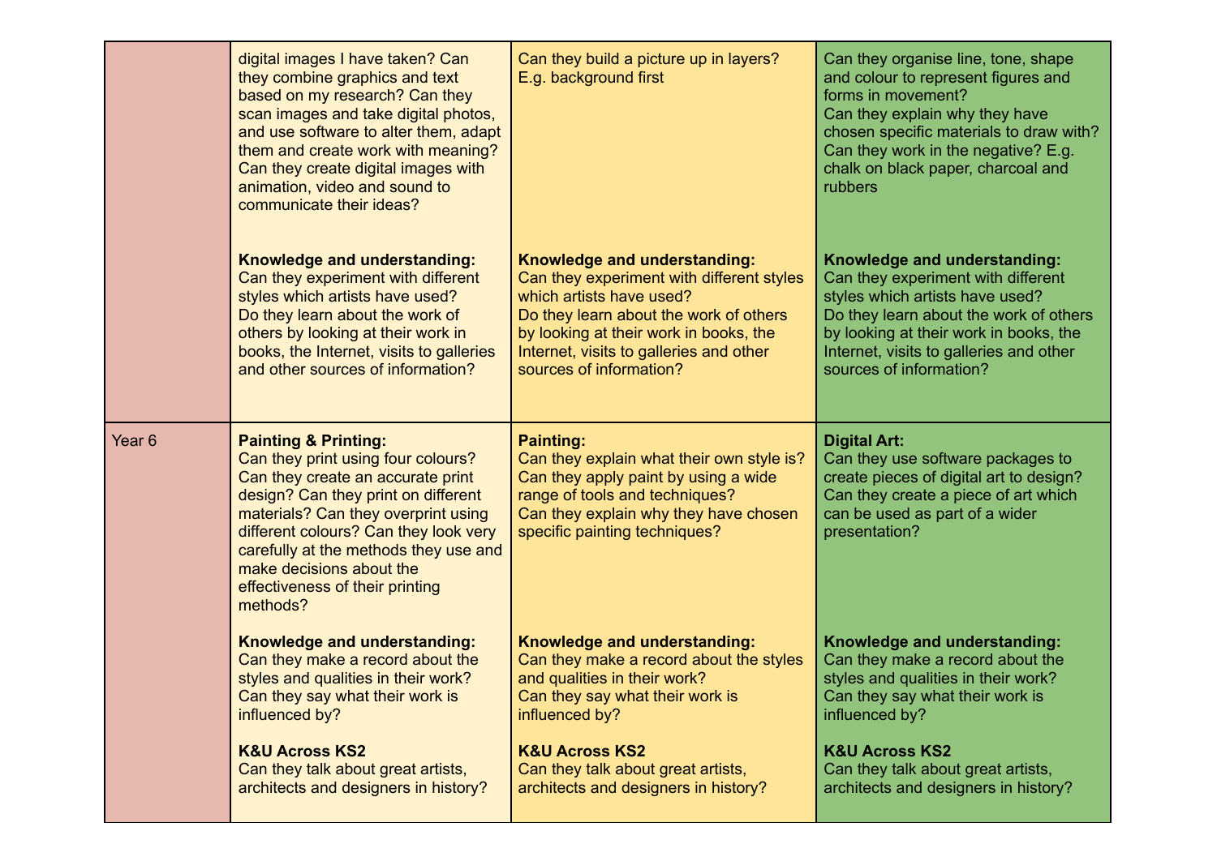| | | | |
|---|---|---|---|
| | digital images I have taken? Can they combine graphics and text based on my research? Can they scan images and take digital photos, and use software to alter them, adapt them and create work with meaning? Can they create digital images with animation, video and sound to communicate their ideas?<br><br>**Knowledge and understanding:**<br>Can they experiment with different styles which artists have used?<br>Do they learn about the work of others by looking at their work in books, the Internet, visits to galleries and other sources of information? | Can they build a picture up in layers? E.g. background first<br><br>**Knowledge and understanding:**<br>Can they experiment with different styles which artists have used?<br>Do they learn about the work of others by looking at their work in books, the Internet, visits to galleries and other sources of information? | Can they organise line, tone, shape and colour to represent figures and forms in movement?<br>Can they explain why they have chosen specific materials to draw with?<br>Can they work in the negative? E.g. chalk on black paper, charcoal and rubbers<br><br>**Knowledge and understanding:**<br>Can they experiment with different styles which artists have used?<br>Do they learn about the work of others by looking at their work in books, the Internet, visits to galleries and other sources of information? |
| Year 6 | **Painting & Printing:**<br>Can they print using four colours? Can they create an accurate print design? Can they print on different materials? Can they overprint using different colours? Can they look very carefully at the methods they use and make decisions about the effectiveness of their printing methods?<br><br>**Knowledge and understanding:**<br>Can they make a record about the styles and qualities in their work?<br>Can they say what their work is influenced by?<br><br>**K&U Across KS2**<br>Can they talk about great artists, architects and designers in history? | **Painting:**<br>Can they explain what their own style is?<br>Can they apply paint by using a wide range of tools and techniques?<br>Can they explain why they have chosen specific painting techniques?<br><br>**Knowledge and understanding:**<br>Can they make a record about the styles and qualities in their work?<br>Can they say what their work is influenced by?<br><br>**K&U Across KS2**<br>Can they talk about great artists, architects and designers in history? | **Digital Art:**<br>Can they use software packages to create pieces of digital art to design?<br>Can they create a piece of art which can be used as part of a wider presentation?<br><br>**Knowledge and understanding:**<br>Can they make a record about the styles and qualities in their work?<br>Can they say what their work is influenced by?<br><br>**K&U Across KS2**<br>Can they talk about great artists, architects and designers in history? |